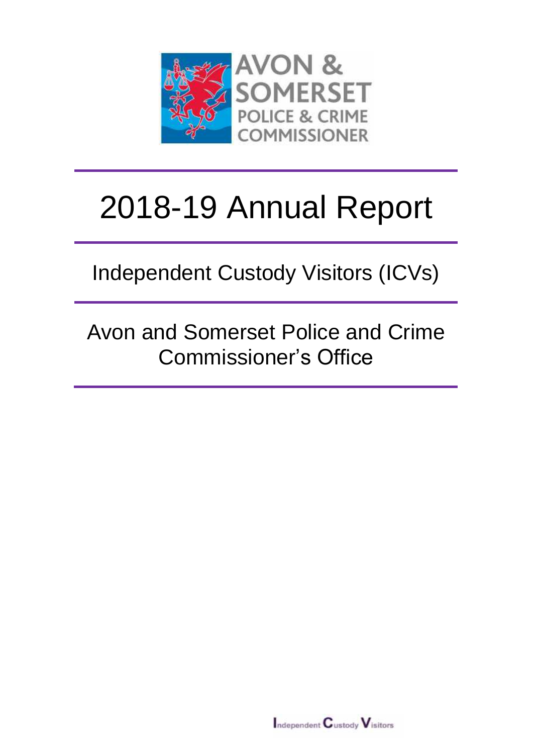AVON & SOMERSET POLICE & CRIME COMMISSIONER

# 2018-19 Annual Report

## Independent Custody Visitors (ICVs)

## Avon and Somerset Police and Crime Commissioner's Office

Independent Custody Visitors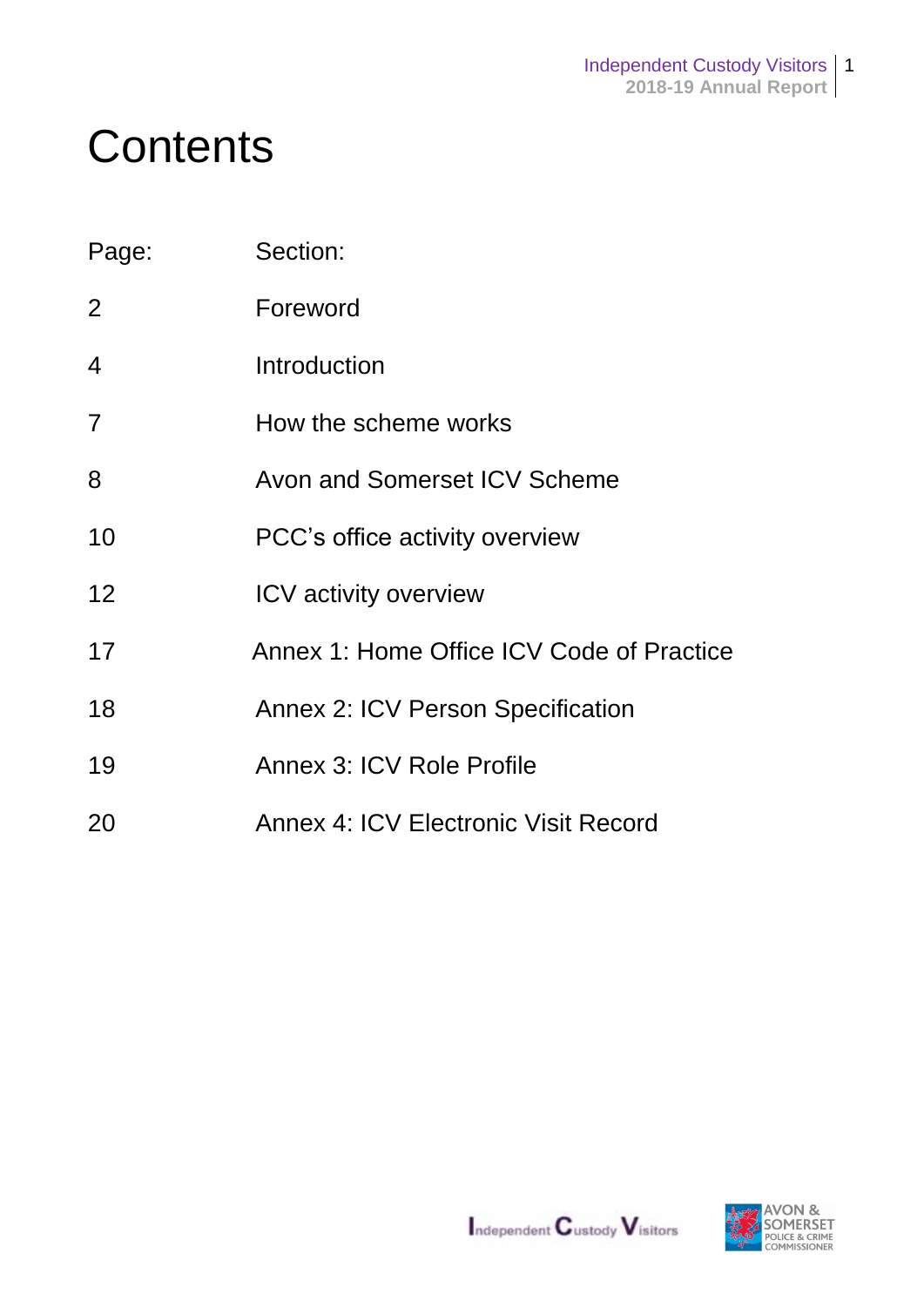# Contents

| Page: | Section: |
|---|---|
| 2 | Foreword |
| 4 | Introduction |
| 7 | How the scheme works |
| 8 | Avon and Somerset ICV Scheme |
| 10 | PCC's office activity overview |
| 12 | ICV activity overview |
| 17 | Annex 1: Home Office ICV Code of Practice |
| 18 | Annex 2: ICV Person Specification |
| 19 | Annex 3: ICV Role Profile |
| 20 | Annex 4: ICV Electronic Visit Record |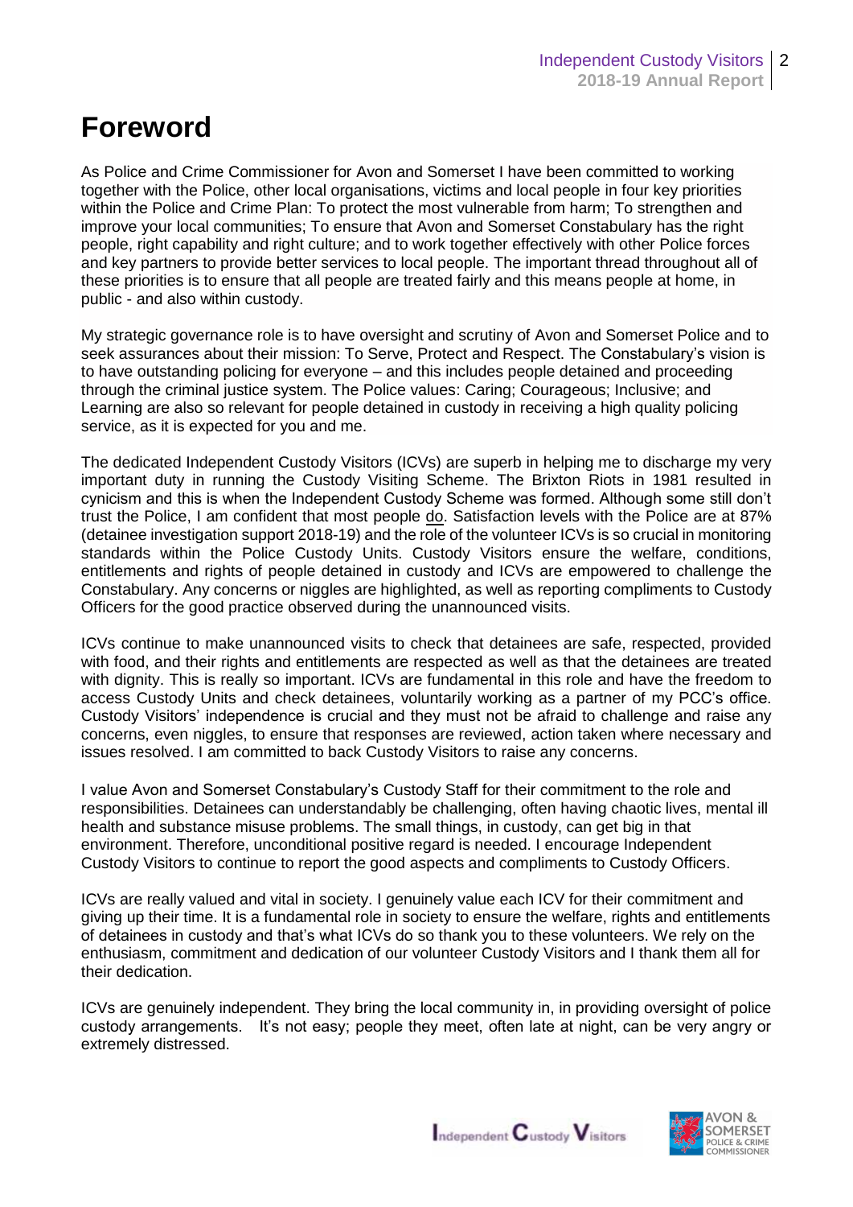# Foreword

As Police and Crime Commissioner for Avon and Somerset I have been committed to working together with the Police, other local organisations, victims and local people in four key priorities within the Police and Crime Plan: To protect the most vulnerable from harm; To strengthen and improve your local communities; To ensure that Avon and Somerset Constabulary has the right people, right capability and right culture; and to work together effectively with other Police forces and key partners to provide better services to local people. The important thread throughout all of these priorities is to ensure that all people are treated fairly and this means people at home, in public - and also within custody.

My strategic governance role is to have oversight and scrutiny of Avon and Somerset Police and to seek assurances about their mission: To Serve, Protect and Respect. The Constabulary's vision is to have outstanding policing for everyone – and this includes people detained and proceeding through the criminal justice system. The Police values: Caring; Courageous; Inclusive; and Learning are also so relevant for people detained in custody in receiving a high quality policing service, as it is expected for you and me.

The dedicated Independent Custody Visitors (ICVs) are superb in helping me to discharge my very important duty in running the Custody Visiting Scheme. The Brixton Riots in 1981 resulted in cynicism and this is when the Independent Custody Scheme was formed. Although some still don't trust the Police, I am confident that most people do. Satisfaction levels with the Police are at 87% (detainee investigation support 2018-19) and the role of the volunteer ICVs is so crucial in monitoring standards within the Police Custody Units. Custody Visitors ensure the welfare, conditions, entitlements and rights of people detained in custody and ICVs are empowered to challenge the Constabulary. Any concerns or niggles are highlighted, as well as reporting compliments to Custody Officers for the good practice observed during the unannounced visits.

ICVs continue to make unannounced visits to check that detainees are safe, respected, provided with food, and their rights and entitlements are respected as well as that the detainees are treated with dignity. This is really so important. ICVs are fundamental in this role and have the freedom to access Custody Units and check detainees, voluntarily working as a partner of my PCC's office. Custody Visitors' independence is crucial and they must not be afraid to challenge and raise any concerns, even niggles, to ensure that responses are reviewed, action taken where necessary and issues resolved. I am committed to back Custody Visitors to raise any concerns.

I value Avon and Somerset Constabulary's Custody Staff for their commitment to the role and responsibilities. Detainees can understandably be challenging, often having chaotic lives, mental ill health and substance misuse problems. The small things, in custody, can get big in that environment. Therefore, unconditional positive regard is needed. I encourage Independent Custody Visitors to continue to report the good aspects and compliments to Custody Officers.

ICVs are really valued and vital in society. I genuinely value each ICV for their commitment and giving up their time. It is a fundamental role in society to ensure the welfare, rights and entitlements of detainees in custody and that's what ICVs do so thank you to these volunteers. We rely on the enthusiasm, commitment and dedication of our volunteer Custody Visitors and I thank them all for their dedication.

ICVs are genuinely independent. They bring the local community in, in providing oversight of police custody arrangements. It's not easy; people they meet, often late at night, can be very angry or extremely distressed.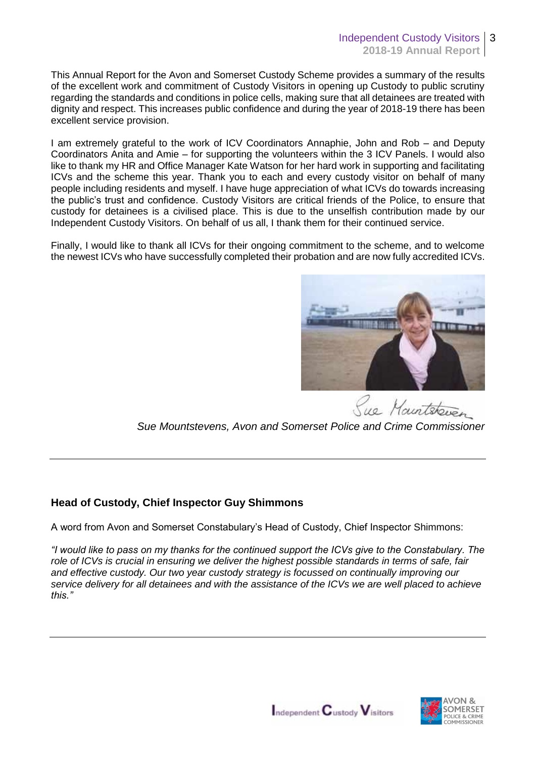This Annual Report for the Avon and Somerset Custody Scheme provides a summary of the results of the excellent work and commitment of Custody Visitors in opening up Custody to public scrutiny regarding the standards and conditions in police cells, making sure that all detainees are treated with dignity and respect. This increases public confidence and during the year of 2018-19 there has been excellent service provision.

I am extremely grateful to the work of ICV Coordinators Annaphie, John and Rob – and Deputy Coordinators Anita and Amie – for supporting the volunteers within the 3 ICV Panels. I would also like to thank my HR and Office Manager Kate Watson for her hard work in supporting and facilitating ICVs and the scheme this year. Thank you to each and every custody visitor on behalf of many people including residents and myself. I have huge appreciation of what ICVs do towards increasing the public's trust and confidence. Custody Visitors are critical friends of the Police, to ensure that custody for detainees is a civilised place. This is due to the unselfish contribution made by our Independent Custody Visitors. On behalf of us all, I thank them for their continued service.

Finally, I would like to thank all ICVs for their ongoing commitment to the scheme, and to welcome the newest ICVs who have successfully completed their probation and are now fully accredited ICVs.

*Sue Mountstevens, Avon and Somerset Police and Crime Commissioner*

---

## Head of Custody, Chief Inspector Guy Shimmons

A word from Avon and Somerset Constabulary's Head of Custody, Chief Inspector Shimmons:

*"I would like to pass on my thanks for the continued support the ICVs give to the Constabulary. The role of ICVs is crucial in ensuring we deliver the highest possible standards in terms of safe, fair and effective custody. Our two year custody strategy is focussed on continually improving our service delivery for all detainees and with the assistance of the ICVs we are well placed to achieve this."*

---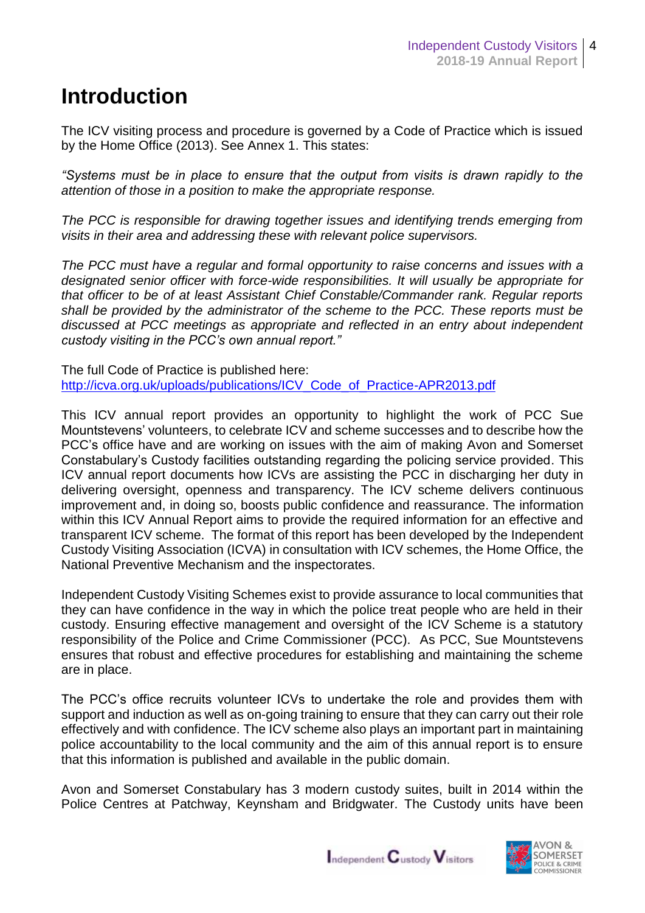# Introduction

The ICV visiting process and procedure is governed by a Code of Practice which is issued by the Home Office (2013). See Annex 1. This states:

*"Systems must be in place to ensure that the output from visits is drawn rapidly to the attention of those in a position to make the appropriate response.*

*The PCC is responsible for drawing together issues and identifying trends emerging from visits in their area and addressing these with relevant police supervisors.*

*The PCC must have a regular and formal opportunity to raise concerns and issues with a designated senior officer with force-wide responsibilities. It will usually be appropriate for that officer to be of at least Assistant Chief Constable/Commander rank. Regular reports shall be provided by the administrator of the scheme to the PCC. These reports must be discussed at PCC meetings as appropriate and reflected in an entry about independent custody visiting in the PCC's own annual report."*

The full Code of Practice is published here:
[http://icva.org.uk/uploads/publications/ICV_Code_of_Practice-APR2013.pdf](http://icva.org.uk/uploads/publications/ICV_Code_of_Practice-APR2013.pdf)

This ICV annual report provides an opportunity to highlight the work of PCC Sue Mountstevens' volunteers, to celebrate ICV and scheme successes and to describe how the PCC's office have and are working on issues with the aim of making Avon and Somerset Constabulary's Custody facilities outstanding regarding the policing service provided. This ICV annual report documents how ICVs are assisting the PCC in discharging her duty in delivering oversight, openness and transparency. The ICV scheme delivers continuous improvement and, in doing so, boosts public confidence and reassurance. The information within this ICV Annual Report aims to provide the required information for an effective and transparent ICV scheme. The format of this report has been developed by the Independent Custody Visiting Association (ICVA) in consultation with ICV schemes, the Home Office, the National Preventive Mechanism and the inspectorates.

Independent Custody Visiting Schemes exist to provide assurance to local communities that they can have confidence in the way in which the police treat people who are held in their custody. Ensuring effective management and oversight of the ICV Scheme is a statutory responsibility of the Police and Crime Commissioner (PCC). As PCC, Sue Mountstevens ensures that robust and effective procedures for establishing and maintaining the scheme are in place.

The PCC's office recruits volunteer ICVs to undertake the role and provides them with support and induction as well as on-going training to ensure that they can carry out their role effectively and with confidence. The ICV scheme also plays an important part in maintaining police accountability to the local community and the aim of this annual report is to ensure that this information is published and available in the public domain.

Avon and Somerset Constabulary has 3 modern custody suites, built in 2014 within the Police Centres at Patchway, Keynsham and Bridgwater. The Custody units have been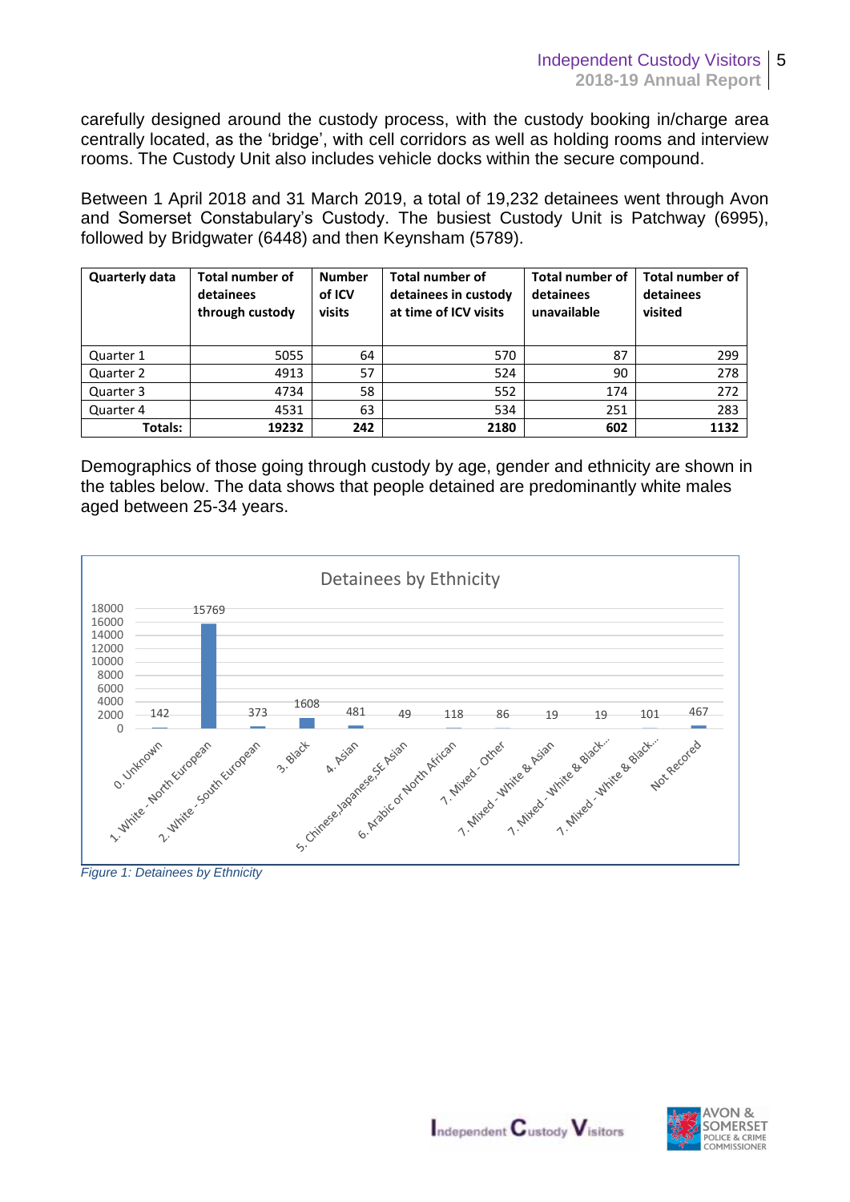carefully designed around the custody process, with the custody booking in/charge area centrally located, as the 'bridge', with cell corridors as well as holding rooms and interview rooms. The Custody Unit also includes vehicle docks within the secure compound.

Between 1 April 2018 and 31 March 2019, a total of 19,232 detainees went through Avon and Somerset Constabulary's Custody. The busiest Custody Unit is Patchway (6995), followed by Bridgwater (6448) and then Keynsham (5789).

| Quarterly data | Total number of detainees through custody | Number of ICV visits | Total number of detainees in custody at time of ICV visits | Total number of detainees unavailable | Total number of detainees visited |
|---|---|---|---|---|---|
| Quarter 1 | 5055 | 64 | 570 | 87 | 299 |
| Quarter 2 | 4913 | 57 | 524 | 90 | 278 |
| Quarter 3 | 4734 | 58 | 552 | 174 | 272 |
| Quarter 4 | 4531 | 63 | 534 | 251 | 283 |
| **Totals:** | **19232** | **242** | **2180** | **602** | **1132** |

Demographics of those going through custody by age, gender and ethnicity are shown in the tables below. The data shows that people detained are predominantly white males aged between 25-34 years.

Detainees by Ethnicity

| Ethnicity | Detainees |
|---|---|
| 0. Unknown | 142 |
| 1. White - North European | 15769 |
| 2. White - South European | 373 |
| 3. Black | 1608 |
| 4. Asian | 481 |
| 5. Chinese,Japanese,SE Asian | 49 |
| 6. Arabic or North African | 118 |
| 7. Mixed - Other | 86 |
| 7. Mixed - White & Asian | 19 |
| 7. Mixed - White & Black... | 19 |
| 7. Mixed - White & Black... | 101 |
| Not Recored | 467 |

*Figure 1: Detainees by Ethnicity*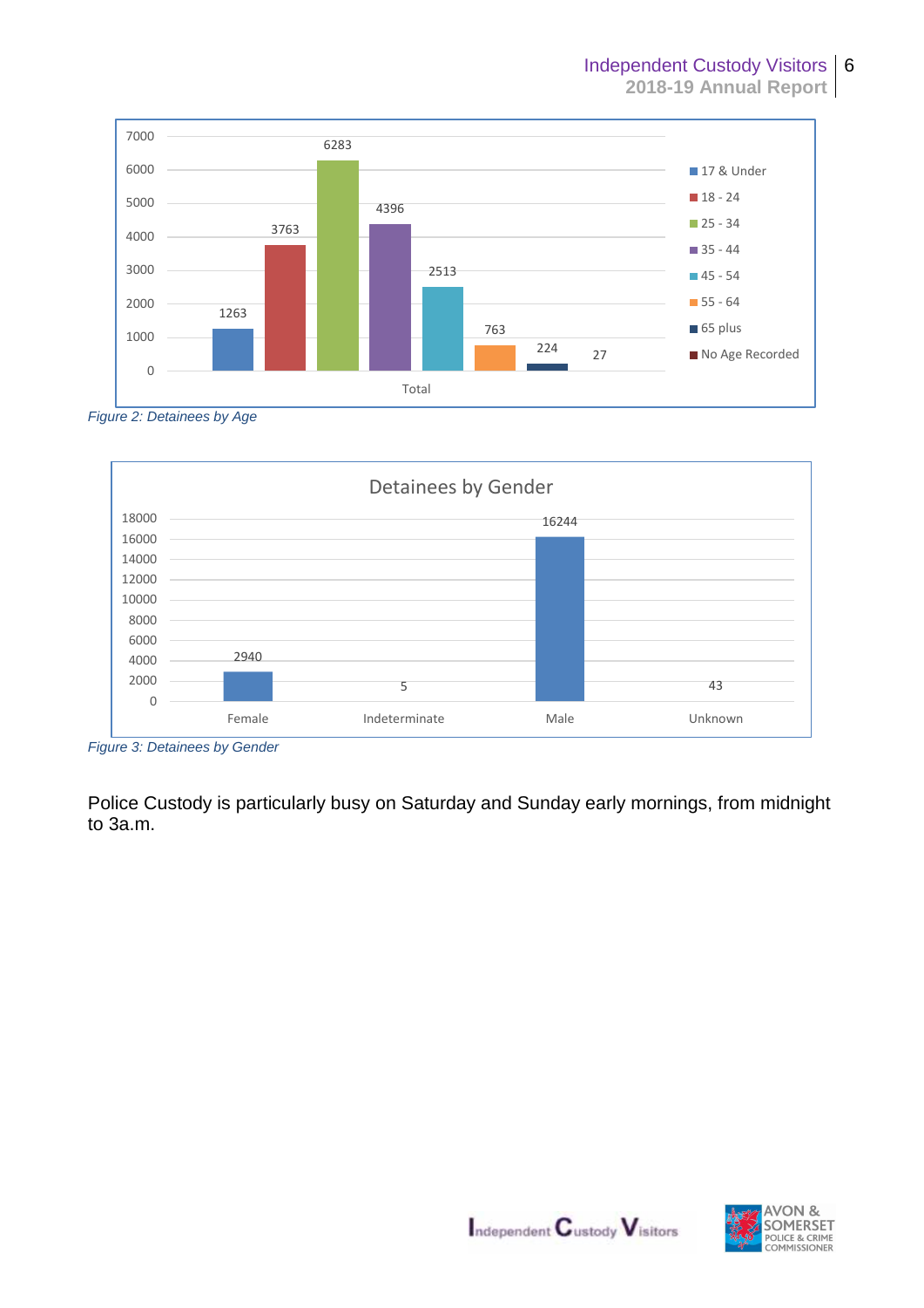| Age group | Total |
|---|---|
| 17 & Under | 1263 |
| 18 - 24 | 3763 |
| 25 - 34 | 6283 |
| 35 - 44 | 4396 |
| 45 - 54 | 2513 |
| 55 - 64 | 763 |
| 65 plus | 224 |
| No Age Recorded | 27 |

*Figure 2: Detainees by Age*

**Detainees by Gender**

| Gender | Detainees |
|---|---|
| Female | 2940 |
| Indeterminate | 5 |
| Male | 16244 |
| Unknown | 43 |

*Figure 3: Detainees by Gender*

Police Custody is particularly busy on Saturday and Sunday early mornings, from midnight to 3a.m.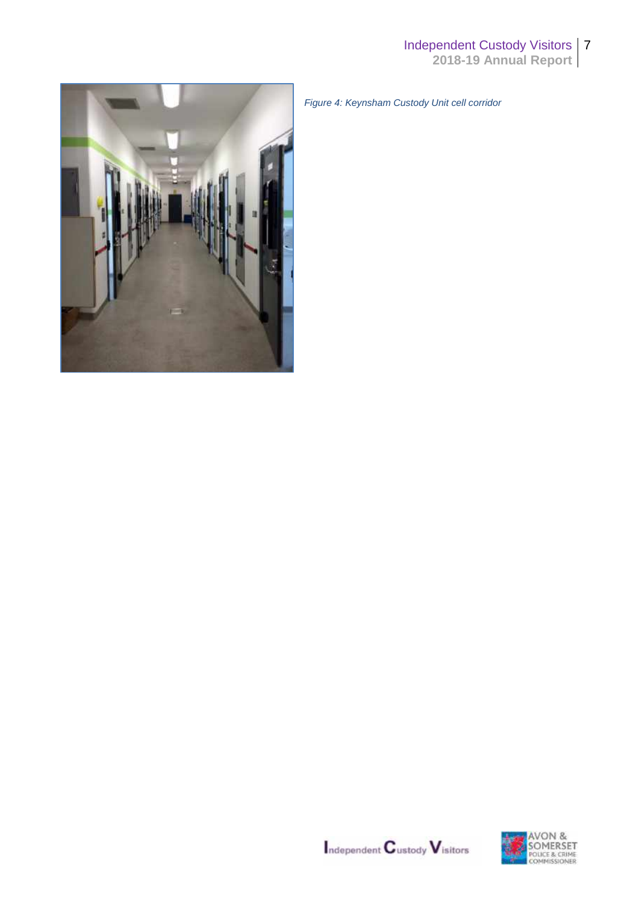*Figure 4: Keynsham Custody Unit cell corridor*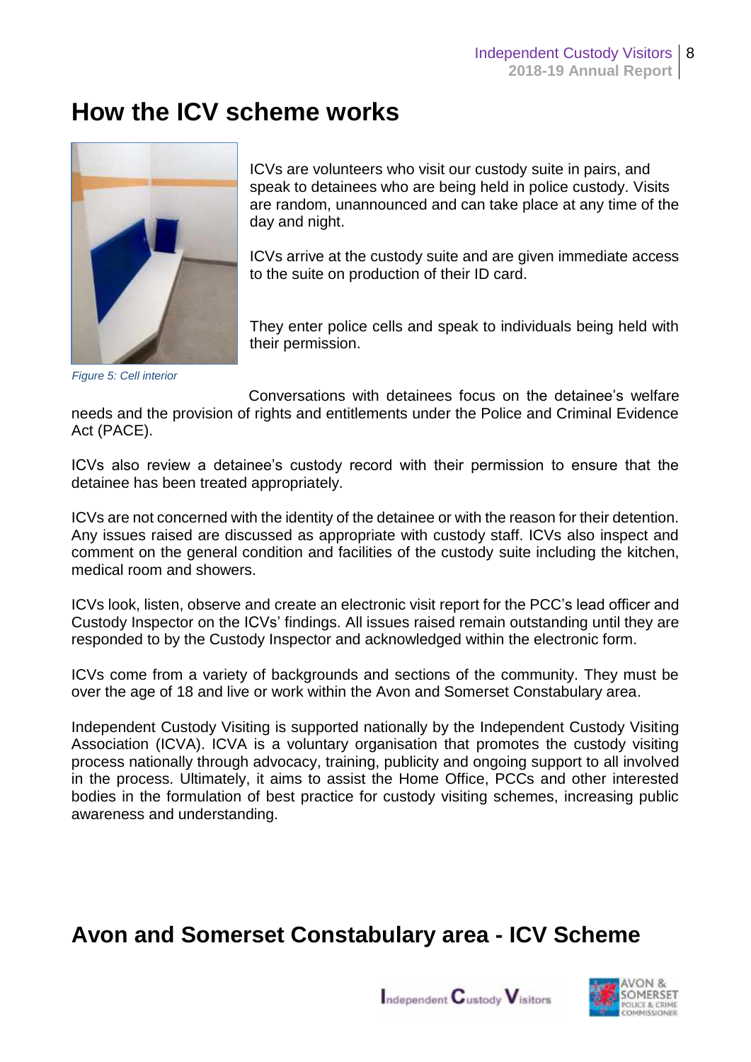# How the ICV scheme works

ICVs are volunteers who visit our custody suite in pairs, and speak to detainees who are being held in police custody. Visits are random, unannounced and can take place at any time of the day and night.

ICVs arrive at the custody suite and are given immediate access to the suite on production of their ID card.

They enter police cells and speak to individuals being held with their permission.

*Figure 5: Cell interior*

Conversations with detainees focus on the detainee's welfare needs and the provision of rights and entitlements under the Police and Criminal Evidence Act (PACE).

ICVs also review a detainee's custody record with their permission to ensure that the detainee has been treated appropriately.

ICVs are not concerned with the identity of the detainee or with the reason for their detention. Any issues raised are discussed as appropriate with custody staff. ICVs also inspect and comment on the general condition and facilities of the custody suite including the kitchen, medical room and showers.

ICVs look, listen, observe and create an electronic visit report for the PCC's lead officer and Custody Inspector on the ICVs' findings. All issues raised remain outstanding until they are responded to by the Custody Inspector and acknowledged within the electronic form.

ICVs come from a variety of backgrounds and sections of the community. They must be over the age of 18 and live or work within the Avon and Somerset Constabulary area.

Independent Custody Visiting is supported nationally by the Independent Custody Visiting Association (ICVA). ICVA is a voluntary organisation that promotes the custody visiting process nationally through advocacy, training, publicity and ongoing support to all involved in the process. Ultimately, it aims to assist the Home Office, PCCs and other interested bodies in the formulation of best practice for custody visiting schemes, increasing public awareness and understanding.

# Avon and Somerset Constabulary area - ICV Scheme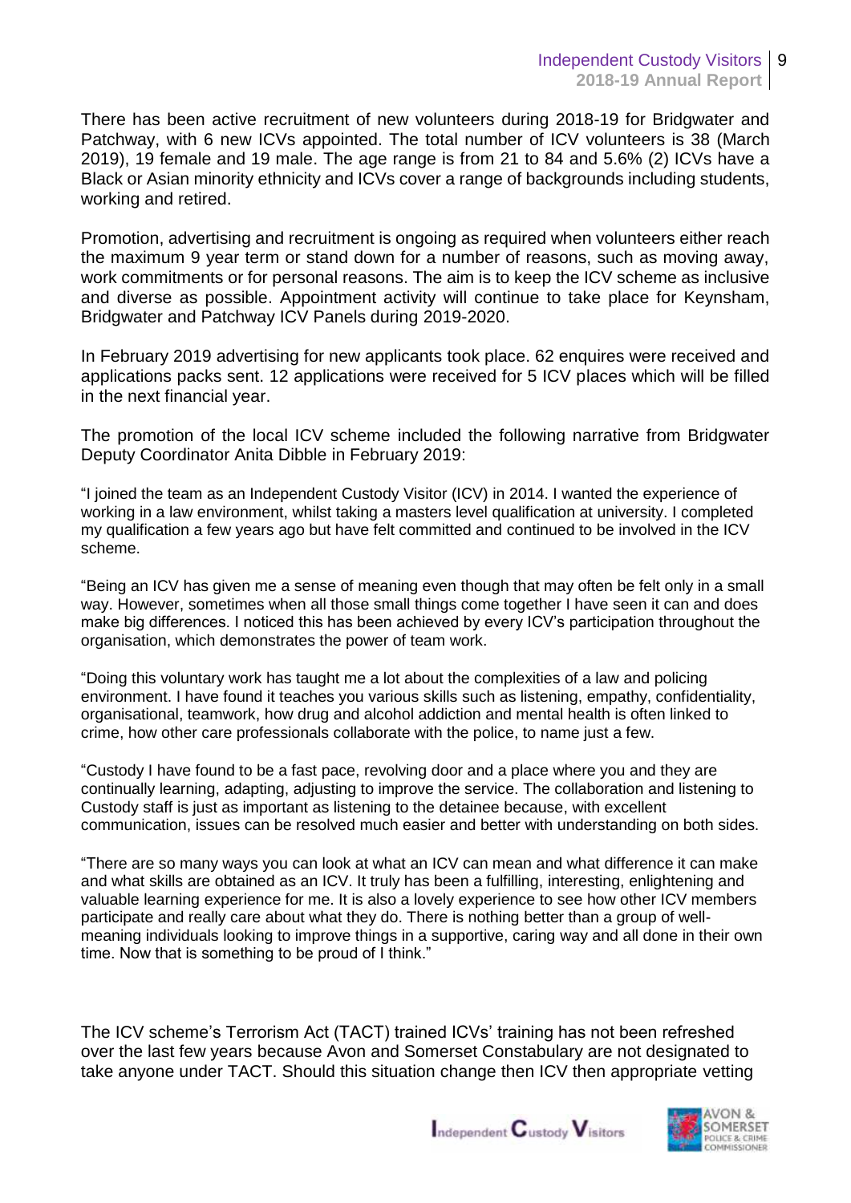There has been active recruitment of new volunteers during 2018-19 for Bridgwater and Patchway, with 6 new ICVs appointed. The total number of ICV volunteers is 38 (March 2019), 19 female and 19 male. The age range is from 21 to 84 and 5.6% (2) ICVs have a Black or Asian minority ethnicity and ICVs cover a range of backgrounds including students, working and retired.

Promotion, advertising and recruitment is ongoing as required when volunteers either reach the maximum 9 year term or stand down for a number of reasons, such as moving away, work commitments or for personal reasons. The aim is to keep the ICV scheme as inclusive and diverse as possible. Appointment activity will continue to take place for Keynsham, Bridgwater and Patchway ICV Panels during 2019-2020.

In February 2019 advertising for new applicants took place. 62 enquires were received and applications packs sent. 12 applications were received for 5 ICV places which will be filled in the next financial year.

The promotion of the local ICV scheme included the following narrative from Bridgwater Deputy Coordinator Anita Dibble in February 2019:

"I joined the team as an Independent Custody Visitor (ICV) in 2014. I wanted the experience of working in a law environment, whilst taking a masters level qualification at university. I completed my qualification a few years ago but have felt committed and continued to be involved in the ICV scheme.

"Being an ICV has given me a sense of meaning even though that may often be felt only in a small way. However, sometimes when all those small things come together I have seen it can and does make big differences. I noticed this has been achieved by every ICV's participation throughout the organisation, which demonstrates the power of team work.

"Doing this voluntary work has taught me a lot about the complexities of a law and policing environment. I have found it teaches you various skills such as listening, empathy, confidentiality, organisational, teamwork, how drug and alcohol addiction and mental health is often linked to crime, how other care professionals collaborate with the police, to name just a few.

"Custody I have found to be a fast pace, revolving door and a place where you and they are continually learning, adapting, adjusting to improve the service. The collaboration and listening to Custody staff is just as important as listening to the detainee because, with excellent communication, issues can be resolved much easier and better with understanding on both sides.

"There are so many ways you can look at what an ICV can mean and what difference it can make and what skills are obtained as an ICV. It truly has been a fulfilling, interesting, enlightening and valuable learning experience for me. It is also a lovely experience to see how other ICV members participate and really care about what they do. There is nothing better than a group of well-meaning individuals looking to improve things in a supportive, caring way and all done in their own time. Now that is something to be proud of I think."

The ICV scheme's Terrorism Act (TACT) trained ICVs' training has not been refreshed over the last few years because Avon and Somerset Constabulary are not designated to take anyone under TACT. Should this situation change then ICV then appropriate vetting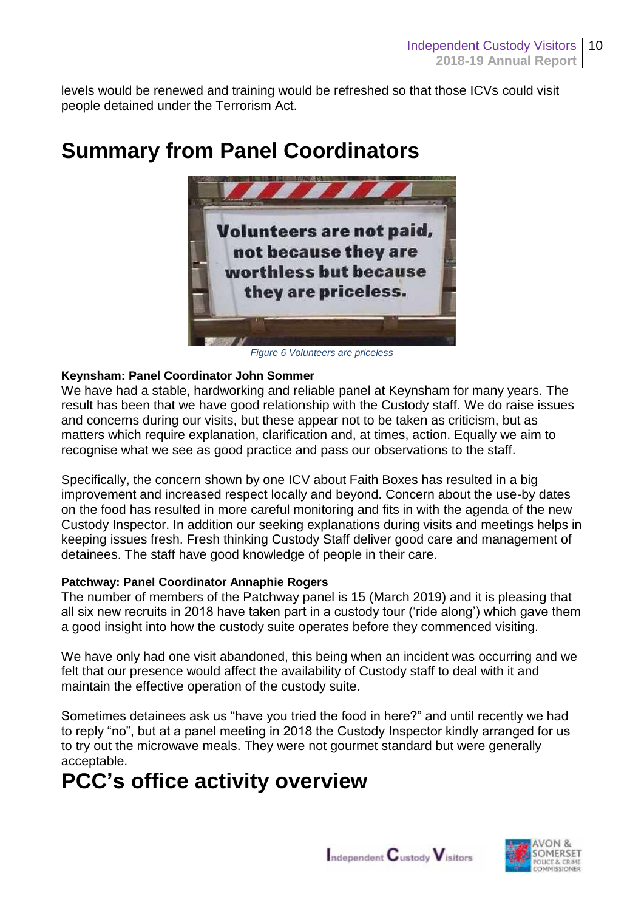levels would be renewed and training would be refreshed so that those ICVs could visit people detained under the Terrorism Act.

# Summary from Panel Coordinators

*Figure 6 Volunteers are priceless*

**Keynsham: Panel Coordinator John Sommer**

We have had a stable, hardworking and reliable panel at Keynsham for many years. The result has been that we have good relationship with the Custody staff. We do raise issues and concerns during our visits, but these appear not to be taken as criticism, but as matters which require explanation, clarification and, at times, action. Equally we aim to recognise what we see as good practice and pass our observations to the staff.

Specifically, the concern shown by one ICV about Faith Boxes has resulted in a big improvement and increased respect locally and beyond. Concern about the use-by dates on the food has resulted in more careful monitoring and fits in with the agenda of the new Custody Inspector. In addition our seeking explanations during visits and meetings helps in keeping issues fresh. Fresh thinking Custody Staff deliver good care and management of detainees. The staff have good knowledge of people in their care.

**Patchway: Panel Coordinator Annaphie Rogers**

The number of members of the Patchway panel is 15 (March 2019) and it is pleasing that all six new recruits in 2018 have taken part in a custody tour ('ride along') which gave them a good insight into how the custody suite operates before they commenced visiting.

We have only had one visit abandoned, this being when an incident was occurring and we felt that our presence would affect the availability of Custody staff to deal with it and maintain the effective operation of the custody suite.

Sometimes detainees ask us "have you tried the food in here?" and until recently we had to reply "no", but at a panel meeting in 2018 the Custody Inspector kindly arranged for us to try out the microwave meals. They were not gourmet standard but were generally acceptable.

# PCC's office activity overview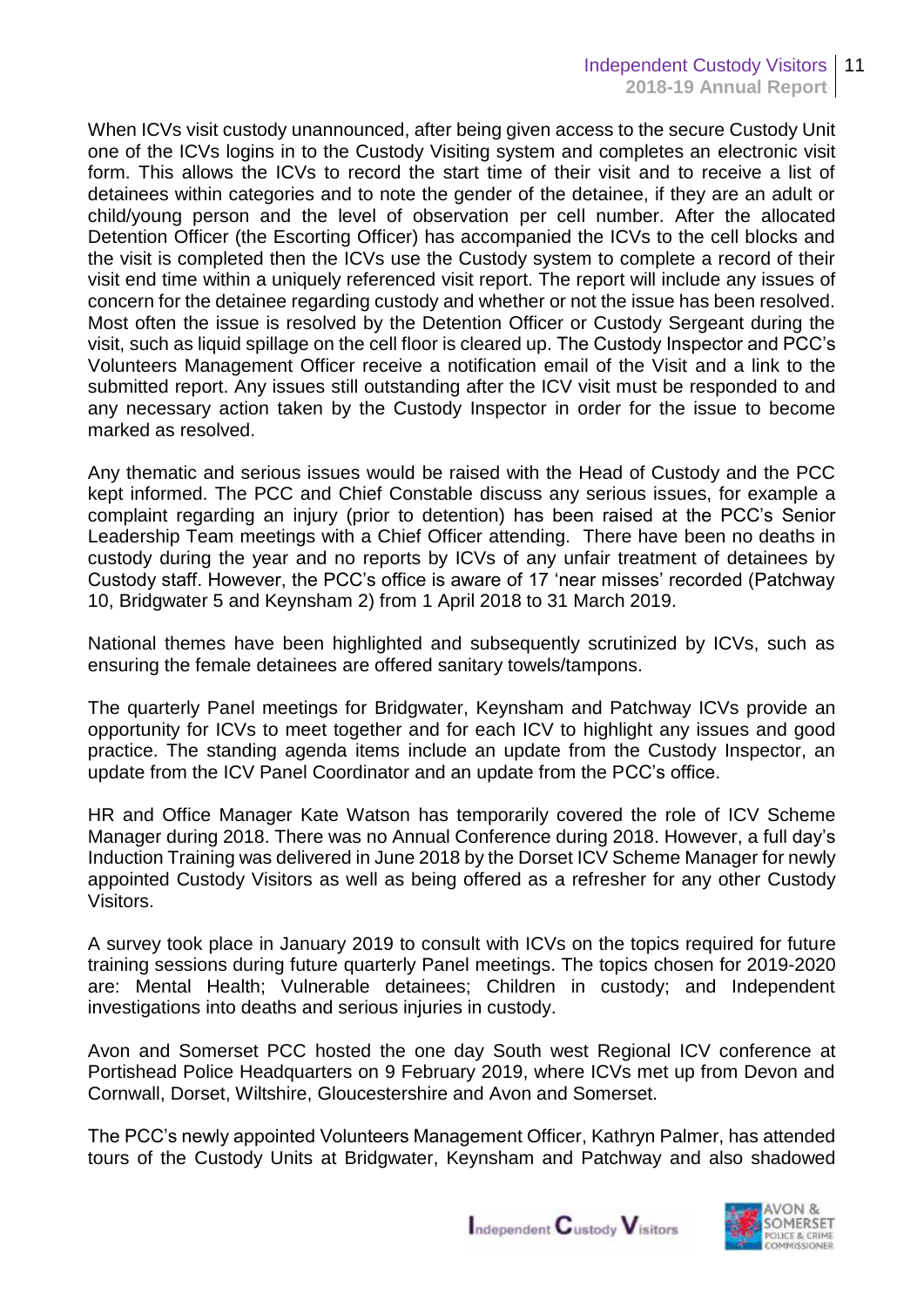When ICVs visit custody unannounced, after being given access to the secure Custody Unit one of the ICVs logins in to the Custody Visiting system and completes an electronic visit form. This allows the ICVs to record the start time of their visit and to receive a list of detainees within categories and to note the gender of the detainee, if they are an adult or child/young person and the level of observation per cell number. After the allocated Detention Officer (the Escorting Officer) has accompanied the ICVs to the cell blocks and the visit is completed then the ICVs use the Custody system to complete a record of their visit end time within a uniquely referenced visit report. The report will include any issues of concern for the detainee regarding custody and whether or not the issue has been resolved. Most often the issue is resolved by the Detention Officer or Custody Sergeant during the visit, such as liquid spillage on the cell floor is cleared up. The Custody Inspector and PCC's Volunteers Management Officer receive a notification email of the Visit and a link to the submitted report. Any issues still outstanding after the ICV visit must be responded to and any necessary action taken by the Custody Inspector in order for the issue to become marked as resolved.

Any thematic and serious issues would be raised with the Head of Custody and the PCC kept informed. The PCC and Chief Constable discuss any serious issues, for example a complaint regarding an injury (prior to detention) has been raised at the PCC's Senior Leadership Team meetings with a Chief Officer attending. There have been no deaths in custody during the year and no reports by ICVs of any unfair treatment of detainees by Custody staff. However, the PCC's office is aware of 17 'near misses' recorded (Patchway 10, Bridgwater 5 and Keynsham 2) from 1 April 2018 to 31 March 2019.

National themes have been highlighted and subsequently scrutinized by ICVs, such as ensuring the female detainees are offered sanitary towels/tampons.

The quarterly Panel meetings for Bridgwater, Keynsham and Patchway ICVs provide an opportunity for ICVs to meet together and for each ICV to highlight any issues and good practice. The standing agenda items include an update from the Custody Inspector, an update from the ICV Panel Coordinator and an update from the PCC's office.

HR and Office Manager Kate Watson has temporarily covered the role of ICV Scheme Manager during 2018. There was no Annual Conference during 2018. However, a full day's Induction Training was delivered in June 2018 by the Dorset ICV Scheme Manager for newly appointed Custody Visitors as well as being offered as a refresher for any other Custody Visitors.

A survey took place in January 2019 to consult with ICVs on the topics required for future training sessions during future quarterly Panel meetings. The topics chosen for 2019-2020 are: Mental Health; Vulnerable detainees; Children in custody; and Independent investigations into deaths and serious injuries in custody.

Avon and Somerset PCC hosted the one day South west Regional ICV conference at Portishead Police Headquarters on 9 February 2019, where ICVs met up from Devon and Cornwall, Dorset, Wiltshire, Gloucestershire and Avon and Somerset.

The PCC's newly appointed Volunteers Management Officer, Kathryn Palmer, has attended tours of the Custody Units at Bridgwater, Keynsham and Patchway and also shadowed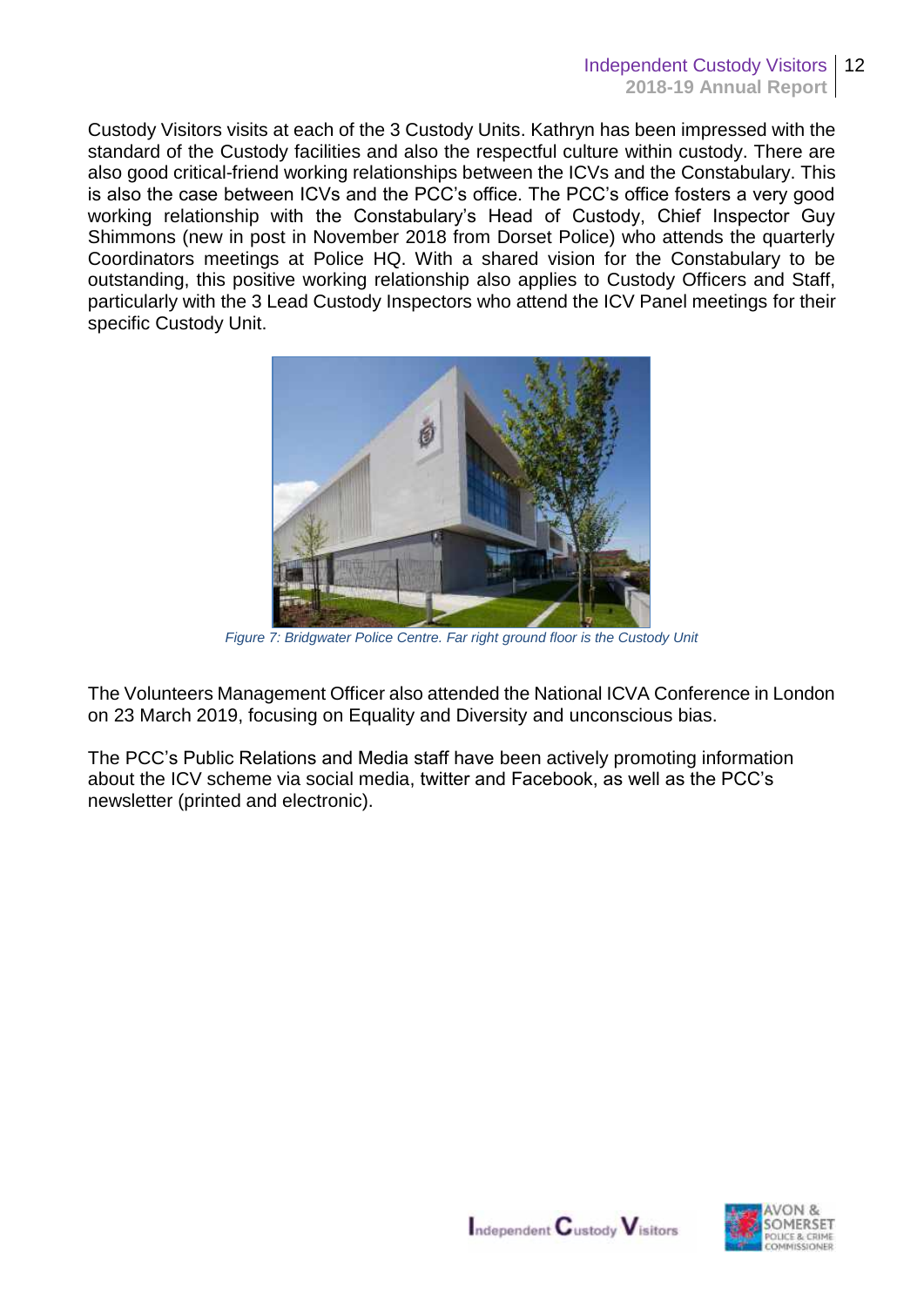Custody Visitors visits at each of the 3 Custody Units. Kathryn has been impressed with the standard of the Custody facilities and also the respectful culture within custody. There are also good critical-friend working relationships between the ICVs and the Constabulary. This is also the case between ICVs and the PCC's office. The PCC's office fosters a very good working relationship with the Constabulary's Head of Custody, Chief Inspector Guy Shimmons (new in post in November 2018 from Dorset Police) who attends the quarterly Coordinators meetings at Police HQ. With a shared vision for the Constabulary to be outstanding, this positive working relationship also applies to Custody Officers and Staff, particularly with the 3 Lead Custody Inspectors who attend the ICV Panel meetings for their specific Custody Unit.

*Figure 7: Bridgwater Police Centre. Far right ground floor is the Custody Unit*

The Volunteers Management Officer also attended the National ICVA Conference in London on 23 March 2019, focusing on Equality and Diversity and unconscious bias.

The PCC's Public Relations and Media staff have been actively promoting information about the ICV scheme via social media, twitter and Facebook, as well as the PCC's newsletter (printed and electronic).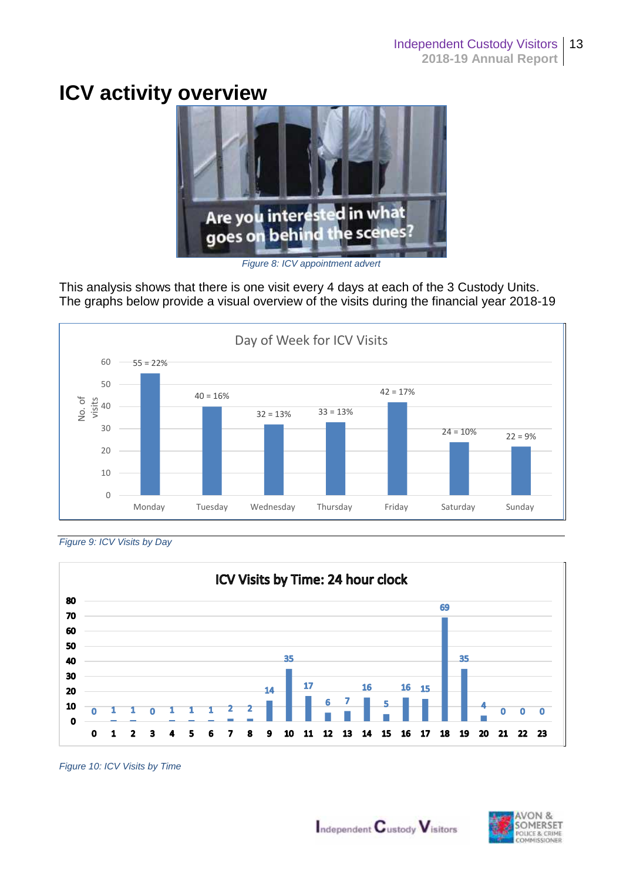# ICV activity overview

*Figure 8: ICV appointment advert*

This analysis shows that there is one visit every 4 days at each of the 3 Custody Units. The graphs below provide a visual overview of the visits during the financial year 2018-19

**Day of Week for ICV Visits**

| Day | No. of visits |
|---|---|
| Monday | 55 = 22% |
| Tuesday | 40 = 16% |
| Wednesday | 32 = 13% |
| Thursday | 33 = 13% |
| Friday | 42 = 17% |
| Saturday | 24 = 10% |
| Sunday | 22 = 9% |

*Figure 9: ICV Visits by Day*

**ICV Visits by Time: 24 hour clock**

| Hour | 0 | 1 | 2 | 3 | 4 | 5 | 6 | 7 | 8 | 9 | 10 | 11 | 12 | 13 | 14 | 15 | 16 | 17 | 18 | 19 | 20 | 21 | 22 | 23 |
|---|---|---|---|---|---|---|---|---|---|---|---|---|---|---|---|---|---|---|---|---|---|---|---|---|
| Visits | 0 | 1 | 1 | 0 | 1 | 1 | 1 | 2 | 2 | 14 | 35 | 17 | 6 | 7 | 16 | 5 | 16 | 15 | 69 | 35 | 4 | 0 | 0 | 0 |

*Figure 10: ICV Visits by Time*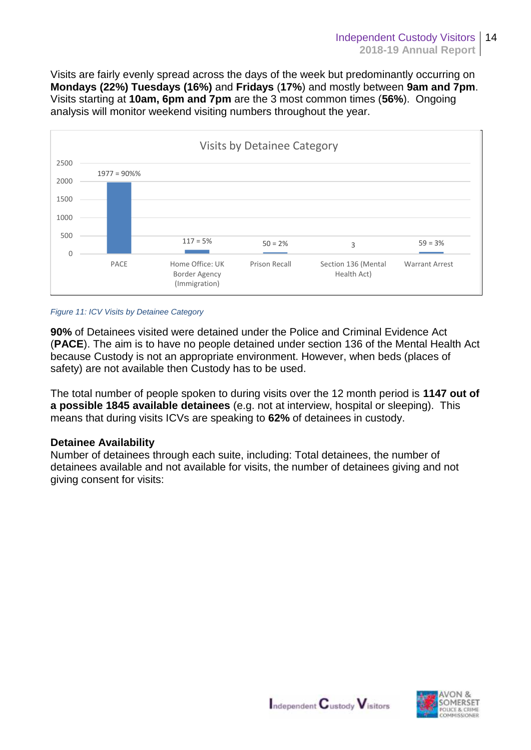Visits are fairly evenly spread across the days of the week but predominantly occurring on **Mondays (22%) Tuesdays (16%)** and **Fridays** (**17%**) and mostly between **9am and 7pm**. Visits starting at **10am, 6pm and 7pm** are the 3 most common times (**56%**). Ongoing analysis will monitor weekend visiting numbers throughout the year.

Visits by Detainee Category

| Category | Visits |
|---|---|
| PACE | 1977 = 90%% |
| Home Office: UK Border Agency (Immigration) | 117 = 5% |
| Prison Recall | 50 = 2% |
| Section 136 (Mental Health Act) | 3 |
| Warrant Arrest | 59 = 3% |

*Figure 11: ICV Visits by Detainee Category*

**90%** of Detainees visited were detained under the Police and Criminal Evidence Act (**PACE**). The aim is to have no people detained under section 136 of the Mental Health Act because Custody is not an appropriate environment. However, when beds (places of safety) are not available then Custody has to be used.

The total number of people spoken to during visits over the 12 month period is **1147 out of a possible 1845 available detainees** (e.g. not at interview, hospital or sleeping). This means that during visits ICVs are speaking to **62%** of detainees in custody.

**Detainee Availability**

Number of detainees through each suite, including: Total detainees, the number of detainees available and not available for visits, the number of detainees giving and not giving consent for visits: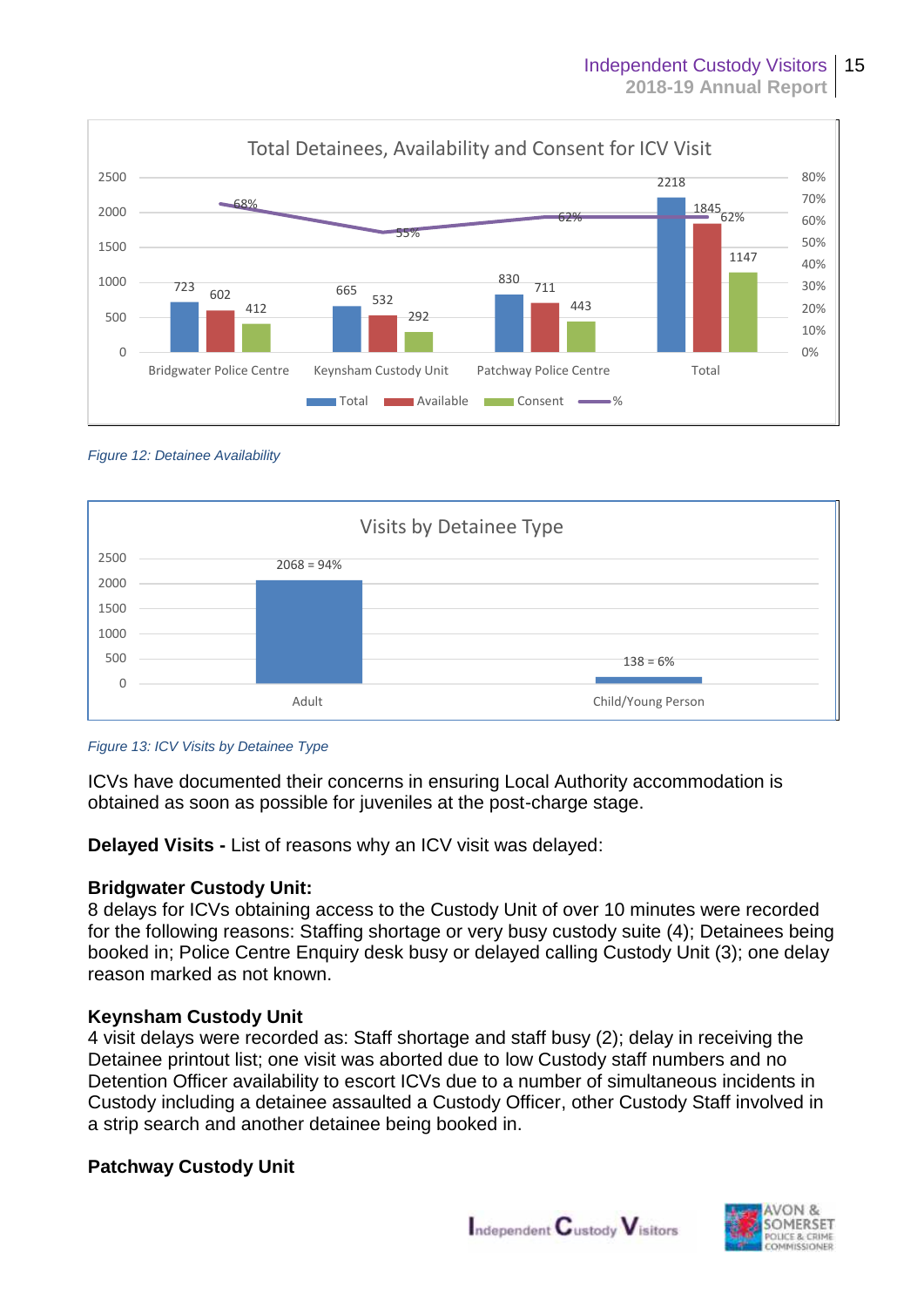**Total Detainees, Availability and Consent for ICV Visit**

| | Total | Available | Consent | % |
|---|---|---|---|---|
| Bridgwater Police Centre | 723 | 602 | 412 | 68% |
| Keynsham Custody Unit | 665 | 532 | 292 | 55% |
| Patchway Police Centre | 830 | 711 | 443 | 62% |
| Total | 2218 | 1845 | 1147 | 62% |

*Figure 12: Detainee Availability*

**Visits by Detainee Type**

| Detainee Type | Visits |
|---|---|
| Adult | 2068 = 94% |
| Child/Young Person | 138 = 6% |

*Figure 13: ICV Visits by Detainee Type*

ICVs have documented their concerns in ensuring Local Authority accommodation is obtained as soon as possible for juveniles at the post-charge stage.

**Delayed Visits -** List of reasons why an ICV visit was delayed:

**Bridgwater Custody Unit:**
8 delays for ICVs obtaining access to the Custody Unit of over 10 minutes were recorded for the following reasons: Staffing shortage or very busy custody suite (4); Detainees being booked in; Police Centre Enquiry desk busy or delayed calling Custody Unit (3); one delay reason marked as not known.

**Keynsham Custody Unit**
4 visit delays were recorded as: Staff shortage and staff busy (2); delay in receiving the Detainee printout list; one visit was aborted due to low Custody staff numbers and no Detention Officer availability to escort ICVs due to a number of simultaneous incidents in Custody including a detainee assaulted a Custody Officer, other Custody Staff involved in a strip search and another detainee being booked in.

**Patchway Custody Unit**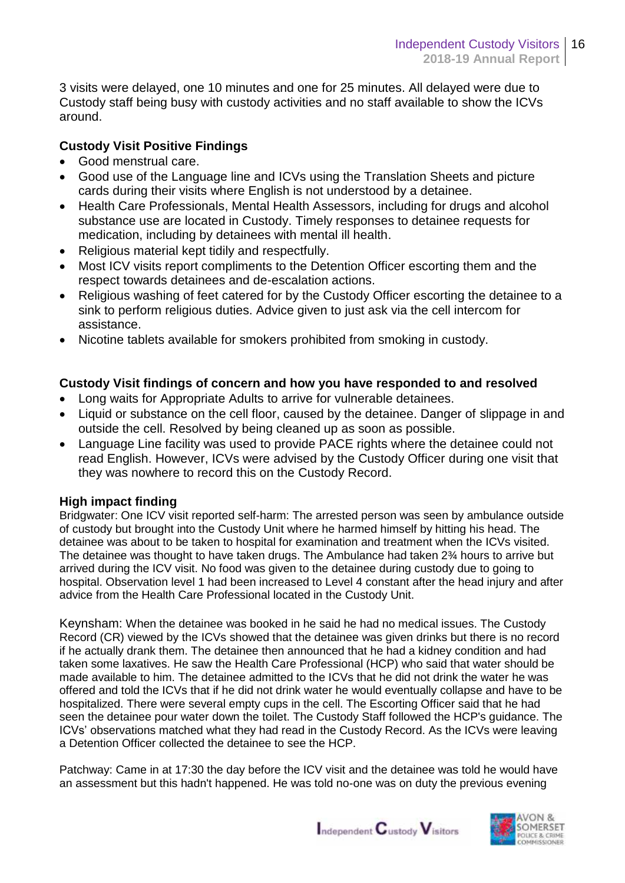3 visits were delayed, one 10 minutes and one for 25 minutes. All delayed were due to Custody staff being busy with custody activities and no staff available to show the ICVs around.

**Custody Visit Positive Findings**

- Good menstrual care.
- Good use of the Language line and ICVs using the Translation Sheets and picture cards during their visits where English is not understood by a detainee.
- Health Care Professionals, Mental Health Assessors, including for drugs and alcohol substance use are located in Custody. Timely responses to detainee requests for medication, including by detainees with mental ill health.
- Religious material kept tidily and respectfully.
- Most ICV visits report compliments to the Detention Officer escorting them and the respect towards detainees and de-escalation actions.
- Religious washing of feet catered for by the Custody Officer escorting the detainee to a sink to perform religious duties. Advice given to just ask via the cell intercom for assistance.
- Nicotine tablets available for smokers prohibited from smoking in custody.

**Custody Visit findings of concern and how you have responded to and resolved**

- Long waits for Appropriate Adults to arrive for vulnerable detainees.
- Liquid or substance on the cell floor, caused by the detainee. Danger of slippage in and outside the cell. Resolved by being cleaned up as soon as possible.
- Language Line facility was used to provide PACE rights where the detainee could not read English. However, ICVs were advised by the Custody Officer during one visit that they was nowhere to record this on the Custody Record.

**High impact finding**

Bridgwater: One ICV visit reported self-harm: The arrested person was seen by ambulance outside of custody but brought into the Custody Unit where he harmed himself by hitting his head. The detainee was about to be taken to hospital for examination and treatment when the ICVs visited. The detainee was thought to have taken drugs. The Ambulance had taken 2¾ hours to arrive but arrived during the ICV visit. No food was given to the detainee during custody due to going to hospital. Observation level 1 had been increased to Level 4 constant after the head injury and after advice from the Health Care Professional located in the Custody Unit.

Keynsham: When the detainee was booked in he said he had no medical issues. The Custody Record (CR) viewed by the ICVs showed that the detainee was given drinks but there is no record if he actually drank them. The detainee then announced that he had a kidney condition and had taken some laxatives. He saw the Health Care Professional (HCP) who said that water should be made available to him. The detainee admitted to the ICVs that he did not drink the water he was offered and told the ICVs that if he did not drink water he would eventually collapse and have to be hospitalized. There were several empty cups in the cell. The Escorting Officer said that he had seen the detainee pour water down the toilet. The Custody Staff followed the HCP's guidance. The ICVs' observations matched what they had read in the Custody Record. As the ICVs were leaving a Detention Officer collected the detainee to see the HCP.

Patchway: Came in at 17:30 the day before the ICV visit and the detainee was told he would have an assessment but this hadn't happened. He was told no-one was on duty the previous evening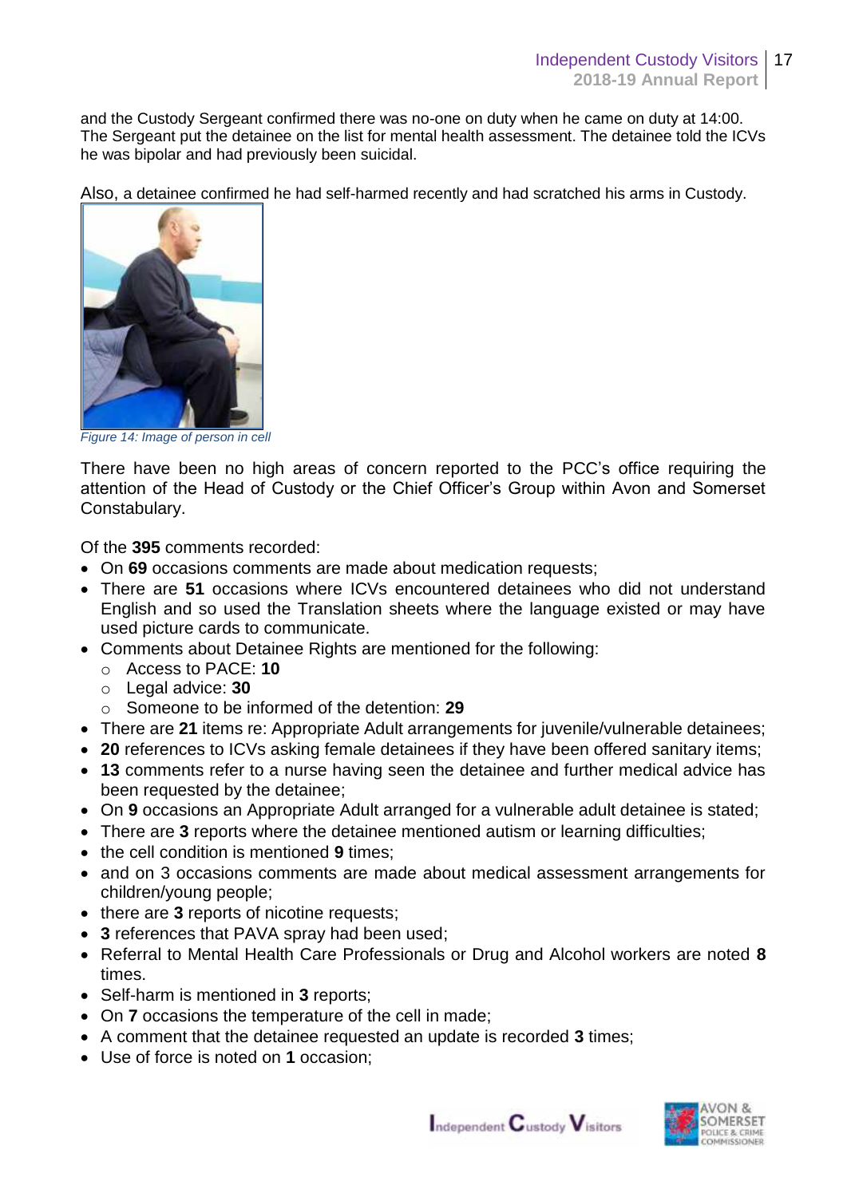and the Custody Sergeant confirmed there was no-one on duty when he came on duty at 14:00. The Sergeant put the detainee on the list for mental health assessment. The detainee told the ICVs he was bipolar and had previously been suicidal.

Also, a detainee confirmed he had self-harmed recently and had scratched his arms in Custody.

*Figure 14: Image of person in cell*

There have been no high areas of concern reported to the PCC's office requiring the attention of the Head of Custody or the Chief Officer's Group within Avon and Somerset Constabulary.

Of the **395** comments recorded:

- On **69** occasions comments are made about medication requests;
- There are **51** occasions where ICVs encountered detainees who did not understand English and so used the Translation sheets where the language existed or may have used picture cards to communicate.
- Comments about Detainee Rights are mentioned for the following:
  - Access to PACE: **10**
  - Legal advice: **30**
  - Someone to be informed of the detention: **29**
- There are **21** items re: Appropriate Adult arrangements for juvenile/vulnerable detainees;
- **20** references to ICVs asking female detainees if they have been offered sanitary items;
- **13** comments refer to a nurse having seen the detainee and further medical advice has been requested by the detainee;
- On **9** occasions an Appropriate Adult arranged for a vulnerable adult detainee is stated;
- There are **3** reports where the detainee mentioned autism or learning difficulties;
- the cell condition is mentioned **9** times;
- and on 3 occasions comments are made about medical assessment arrangements for children/young people;
- there are **3** reports of nicotine requests;
- **3** references that PAVA spray had been used;
- Referral to Mental Health Care Professionals or Drug and Alcohol workers are noted **8** times.
- Self-harm is mentioned in **3** reports;
- On **7** occasions the temperature of the cell in made;
- A comment that the detainee requested an update is recorded **3** times;
- Use of force is noted on **1** occasion;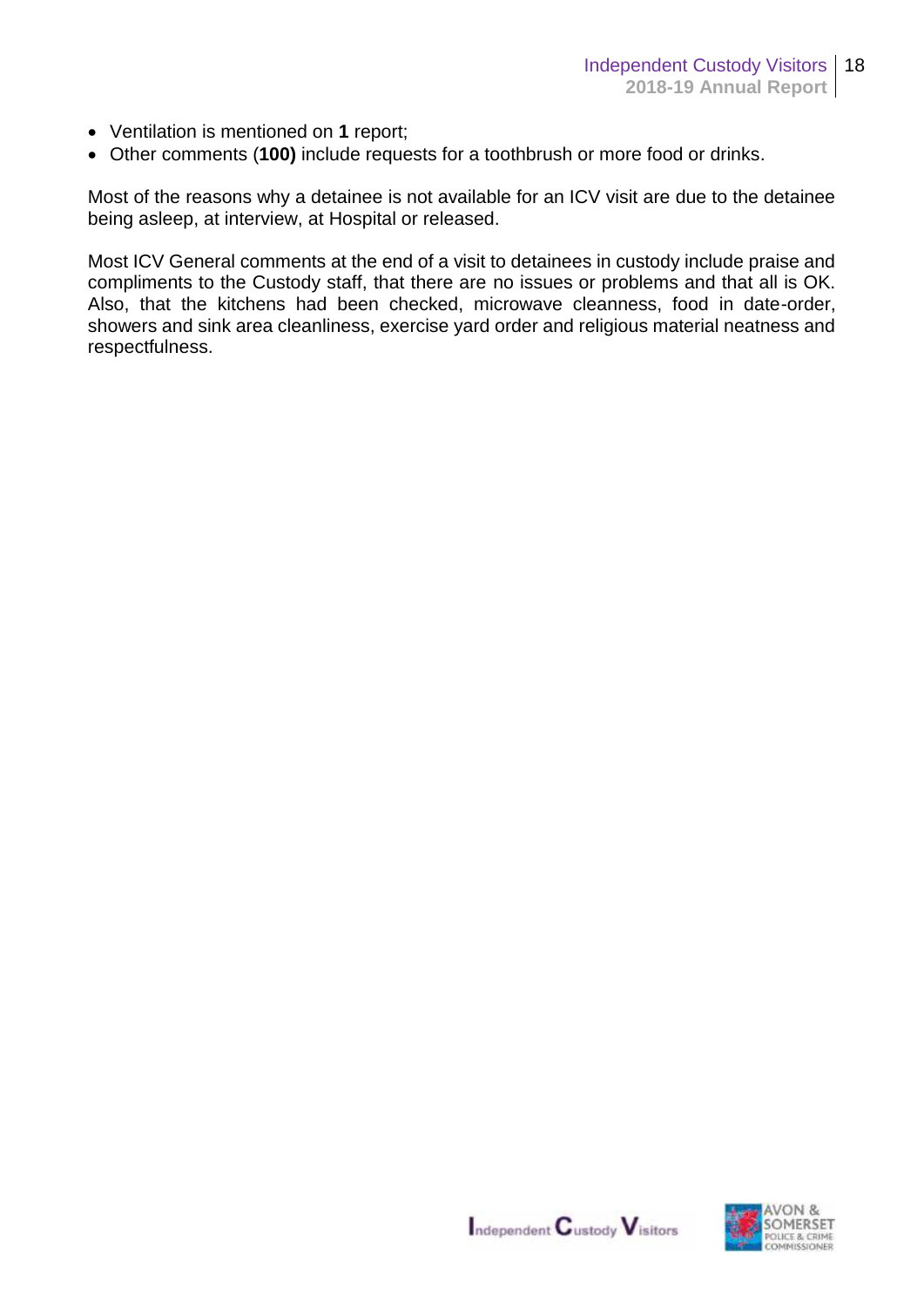- Ventilation is mentioned on **1** report;
- Other comments (**100)** include requests for a toothbrush or more food or drinks.

Most of the reasons why a detainee is not available for an ICV visit are due to the detainee being asleep, at interview, at Hospital or released.

Most ICV General comments at the end of a visit to detainees in custody include praise and compliments to the Custody staff, that there are no issues or problems and that all is OK. Also, that the kitchens had been checked, microwave cleanness, food in date-order, showers and sink area cleanliness, exercise yard order and religious material neatness and respectfulness.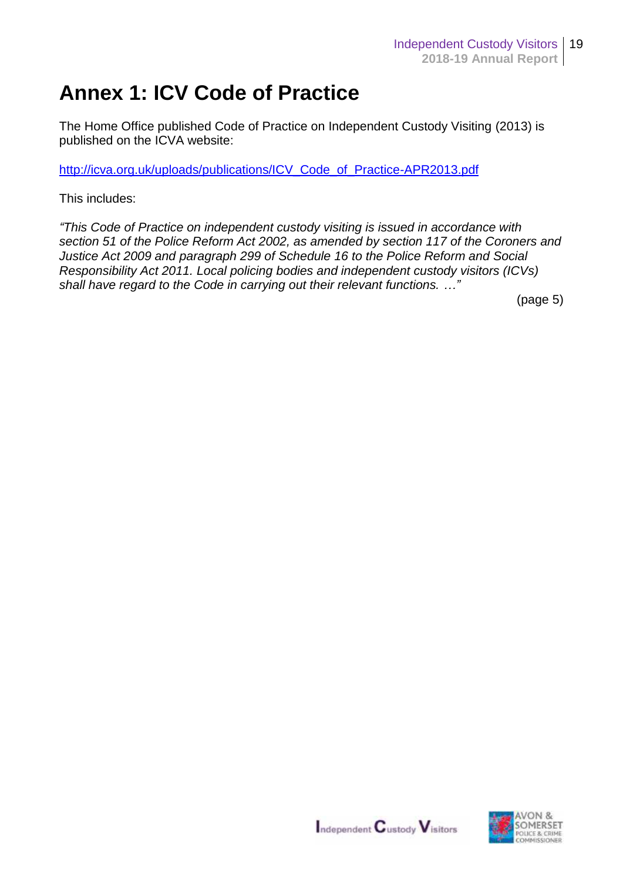# Annex 1: ICV Code of Practice

The Home Office published Code of Practice on Independent Custody Visiting (2013) is published on the ICVA website:

http://icva.org.uk/uploads/publications/ICV_Code_of_Practice-APR2013.pdf

This includes:

*"This Code of Practice on independent custody visiting is issued in accordance with section 51 of the Police Reform Act 2002, as amended by section 117 of the Coroners and Justice Act 2009 and paragraph 299 of Schedule 16 to the Police Reform and Social Responsibility Act 2011. Local policing bodies and independent custody visitors (ICVs) shall have regard to the Code in carrying out their relevant functions. …"*

(page 5)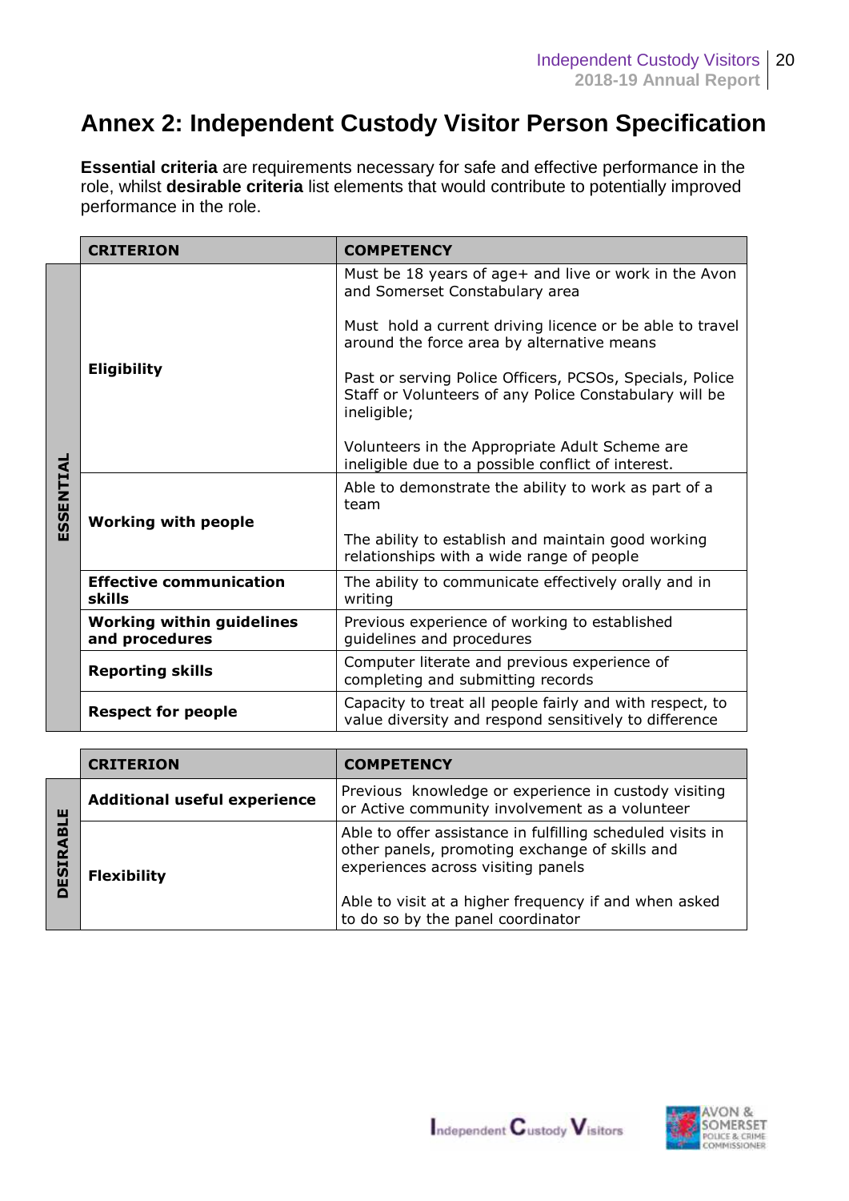# Annex 2: Independent Custody Visitor Person Specification

**Essential criteria** are requirements necessary for safe and effective performance in the role, whilst **desirable criteria** list elements that would contribute to potentially improved performance in the role.

| | CRITERION | COMPETENCY |
|---|---|---|
| **ESSENTIAL** | **Eligibility** | Must be 18 years of age+ and live or work in the Avon and Somerset Constabulary area<br><br>Must hold a current driving licence or be able to travel around the force area by alternative means<br><br>Past or serving Police Officers, PCSOs, Specials, Police Staff or Volunteers of any Police Constabulary will be ineligible;<br><br>Volunteers in the Appropriate Adult Scheme are ineligible due to a possible conflict of interest. |
| | **Working with people** | Able to demonstrate the ability to work as part of a team<br><br>The ability to establish and maintain good working relationships with a wide range of people |
| | **Effective communication skills** | The ability to communicate effectively orally and in writing |
| | **Working within guidelines and procedures** | Previous experience of working to established guidelines and procedures |
| | **Reporting skills** | Computer literate and previous experience of completing and submitting records |
| | **Respect for people** | Capacity to treat all people fairly and with respect, to value diversity and respond sensitively to difference |

| | CRITERION | COMPETENCY |
|---|---|---|
| **DESIRABLE** | **Additional useful experience** | Previous knowledge or experience in custody visiting or Active community involvement as a volunteer |
| | **Flexibility** | Able to offer assistance in fulfilling scheduled visits in other panels, promoting exchange of skills and experiences across visiting panels<br><br>Able to visit at a higher frequency if and when asked to do so by the panel coordinator |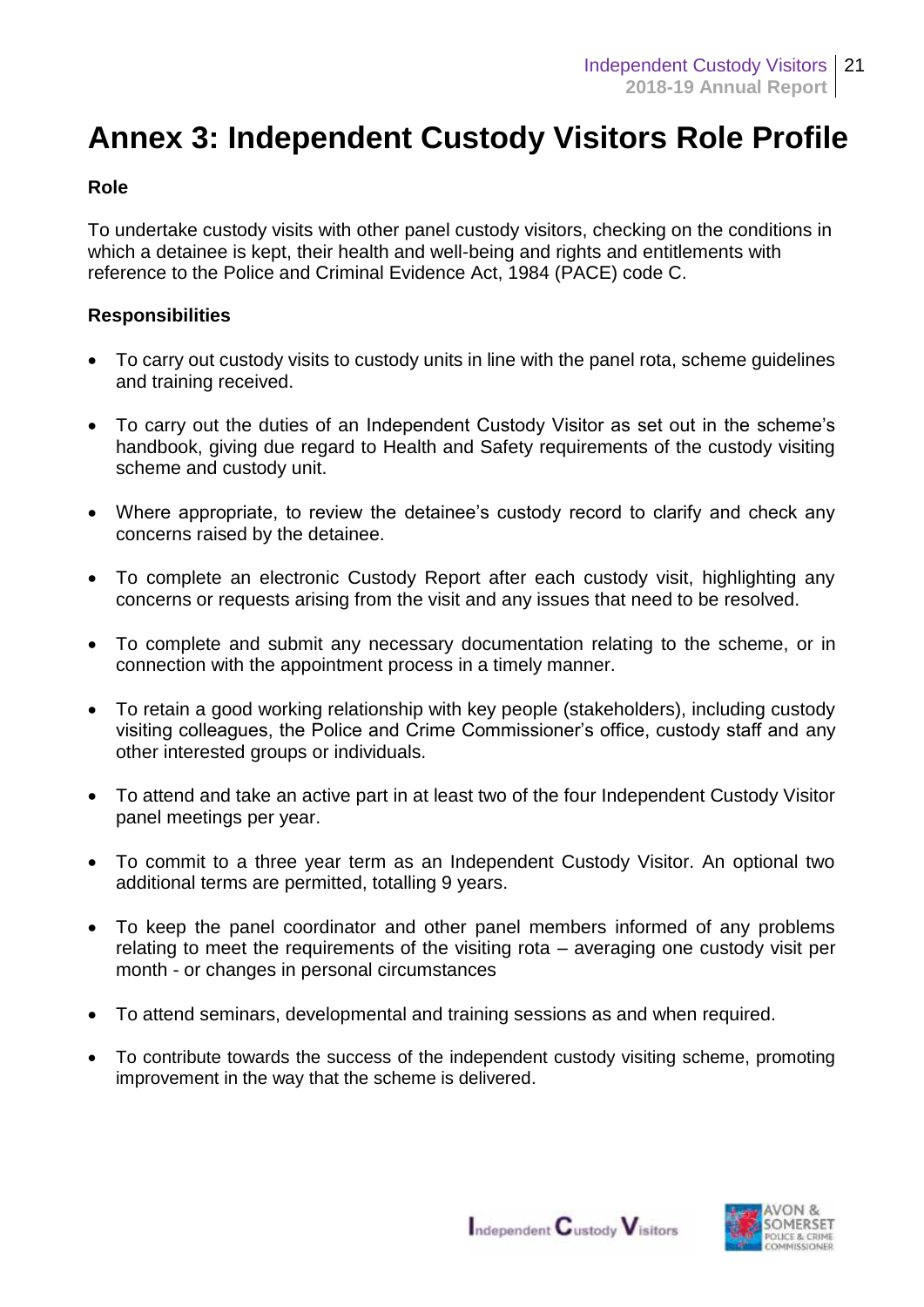# Annex 3: Independent Custody Visitors Role Profile

**Role**

To undertake custody visits with other panel custody visitors, checking on the conditions in which a detainee is kept, their health and well-being and rights and entitlements with reference to the Police and Criminal Evidence Act, 1984 (PACE) code C.

**Responsibilities**

- To carry out custody visits to custody units in line with the panel rota, scheme guidelines and training received.
- To carry out the duties of an Independent Custody Visitor as set out in the scheme's handbook, giving due regard to Health and Safety requirements of the custody visiting scheme and custody unit.
- Where appropriate, to review the detainee's custody record to clarify and check any concerns raised by the detainee.
- To complete an electronic Custody Report after each custody visit, highlighting any concerns or requests arising from the visit and any issues that need to be resolved.
- To complete and submit any necessary documentation relating to the scheme, or in connection with the appointment process in a timely manner.
- To retain a good working relationship with key people (stakeholders), including custody visiting colleagues, the Police and Crime Commissioner's office, custody staff and any other interested groups or individuals.
- To attend and take an active part in at least two of the four Independent Custody Visitor panel meetings per year.
- To commit to a three year term as an Independent Custody Visitor. An optional two additional terms are permitted, totalling 9 years.
- To keep the panel coordinator and other panel members informed of any problems relating to meet the requirements of the visiting rota – averaging one custody visit per month - or changes in personal circumstances
- To attend seminars, developmental and training sessions as and when required.
- To contribute towards the success of the independent custody visiting scheme, promoting improvement in the way that the scheme is delivered.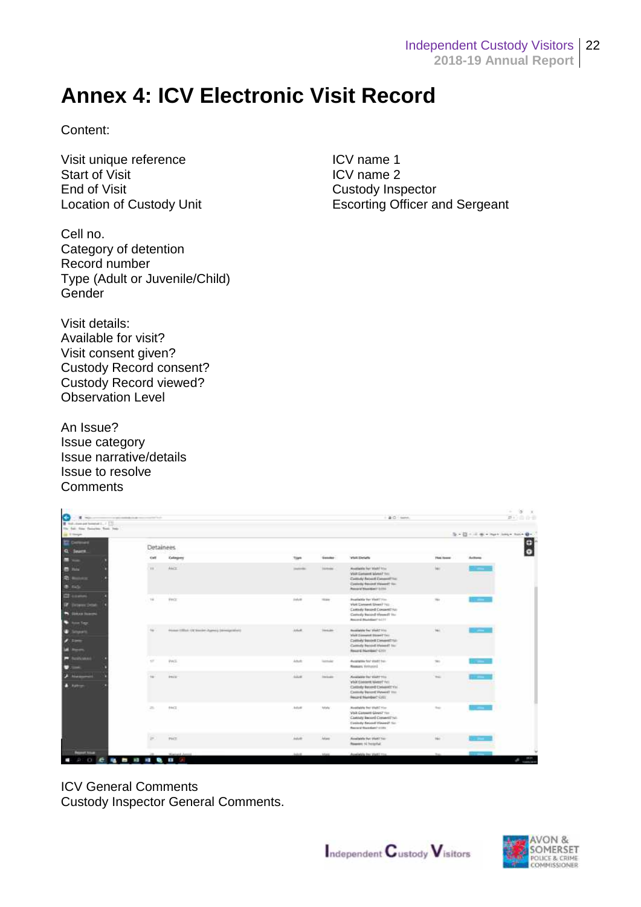# Annex 4: ICV Electronic Visit Record

Content:

Visit unique reference
Start of Visit
End of Visit
Location of Custody Unit

ICV name 1
ICV name 2
Custody Inspector
Escorting Officer and Sergeant

Cell no.
Category of detention
Record number
Type (Adult or Juvenile/Child)
Gender

Visit details:
Available for visit?
Visit consent given?
Custody Record consent?
Custody Record viewed?
Observation Level

An Issue?
Issue category
Issue narrative/details
Issue to resolve
Comments

ICV General Comments
Custody Inspector General Comments.